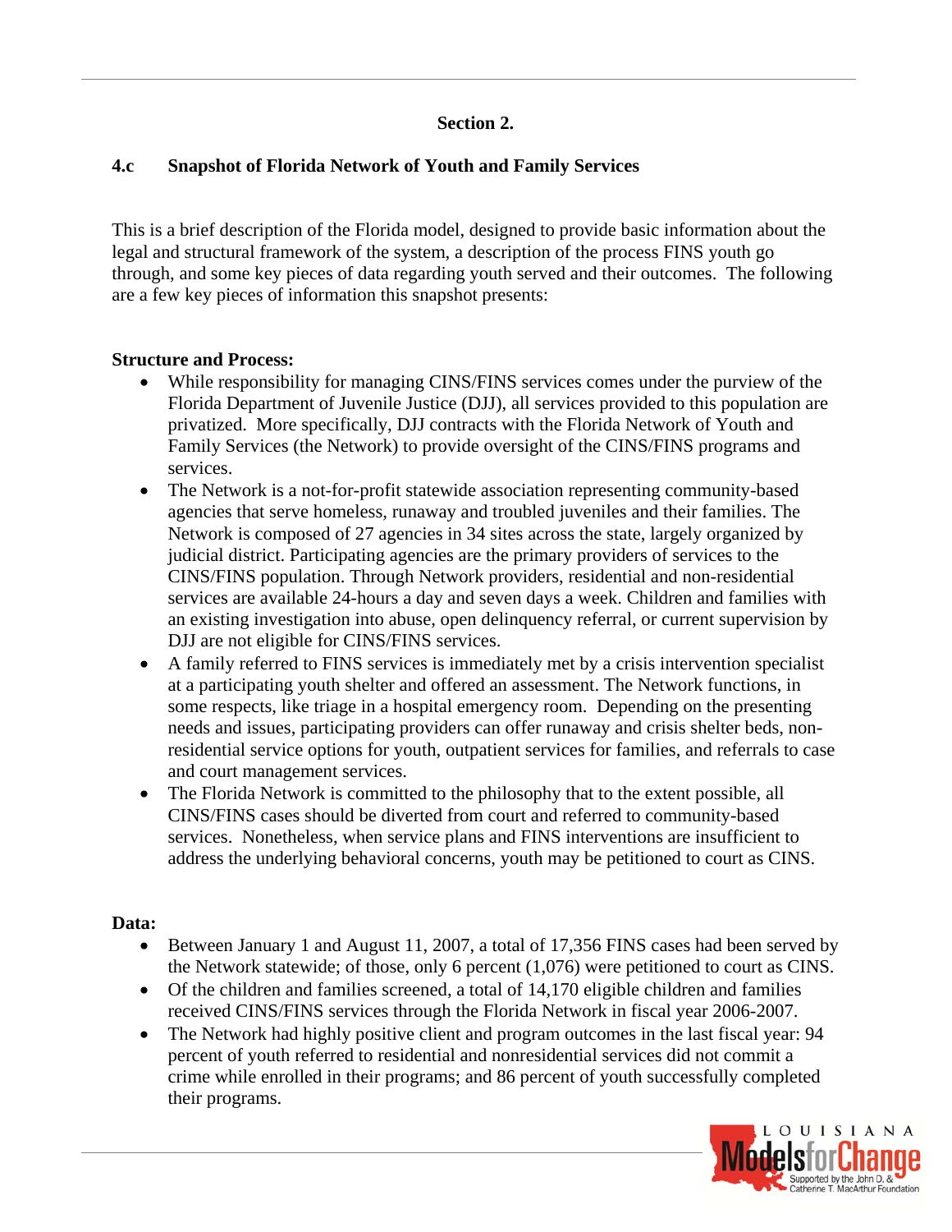## Section 2.

### 4.c Snapshot of Florida Network of Youth and Family Services

This is a brief description of the Florida model, designed to provide basic information about the legal and structural framework of the system, a description of the process FINS youth go through, and some key pieces of data regarding youth served and their outcomes. The following are a few key pieces of information this snapshot presents:

**Structure and Process:**

- While responsibility for managing CINS/FINS services comes under the purview of the Florida Department of Juvenile Justice (DJJ), all services provided to this population are privatized. More specifically, DJJ contracts with the Florida Network of Youth and Family Services (the Network) to provide oversight of the CINS/FINS programs and services.
- The Network is a not-for-profit statewide association representing community-based agencies that serve homeless, runaway and troubled juveniles and their families. The Network is composed of 27 agencies in 34 sites across the state, largely organized by judicial district. Participating agencies are the primary providers of services to the CINS/FINS population. Through Network providers, residential and non-residential services are available 24-hours a day and seven days a week. Children and families with an existing investigation into abuse, open delinquency referral, or current supervision by DJJ are not eligible for CINS/FINS services.
- A family referred to FINS services is immediately met by a crisis intervention specialist at a participating youth shelter and offered an assessment. The Network functions, in some respects, like triage in a hospital emergency room. Depending on the presenting needs and issues, participating providers can offer runaway and crisis shelter beds, non-residential service options for youth, outpatient services for families, and referrals to case and court management services.
- The Florida Network is committed to the philosophy that to the extent possible, all CINS/FINS cases should be diverted from court and referred to community-based services. Nonetheless, when service plans and FINS interventions are insufficient to address the underlying behavioral concerns, youth may be petitioned to court as CINS.

**Data:**

- Between January 1 and August 11, 2007, a total of 17,356 FINS cases had been served by the Network statewide; of those, only 6 percent (1,076) were petitioned to court as CINS.
- Of the children and families screened, a total of 14,170 eligible children and families received CINS/FINS services through the Florida Network in fiscal year 2006-2007.
- The Network had highly positive client and program outcomes in the last fiscal year: 94 percent of youth referred to residential and nonresidential services did not commit a crime while enrolled in their programs; and 86 percent of youth successfully completed their programs.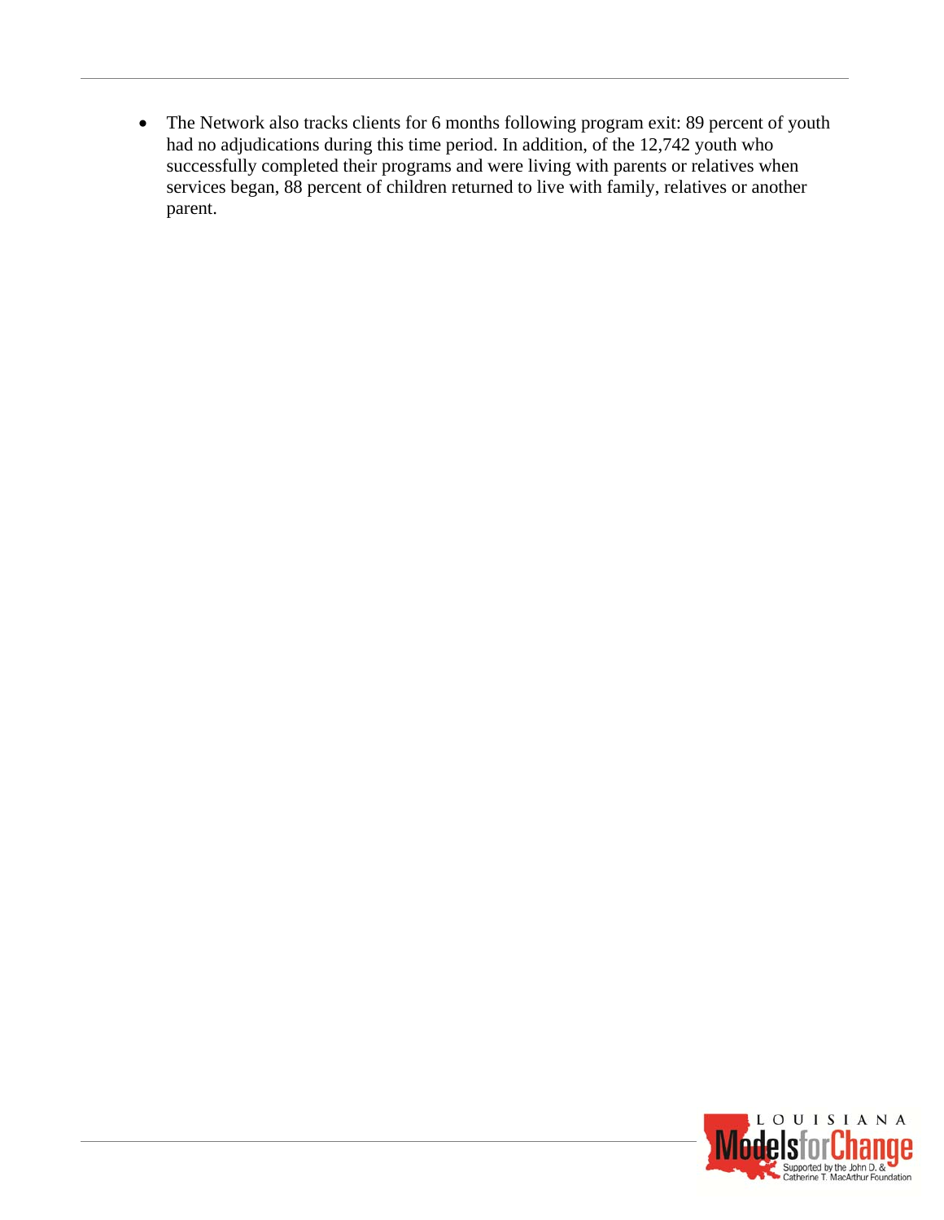- The Network also tracks clients for 6 months following program exit: 89 percent of youth had no adjudications during this time period. In addition, of the 12,742 youth who successfully completed their programs and were living with parents or relatives when services began, 88 percent of children returned to live with family, relatives or another parent.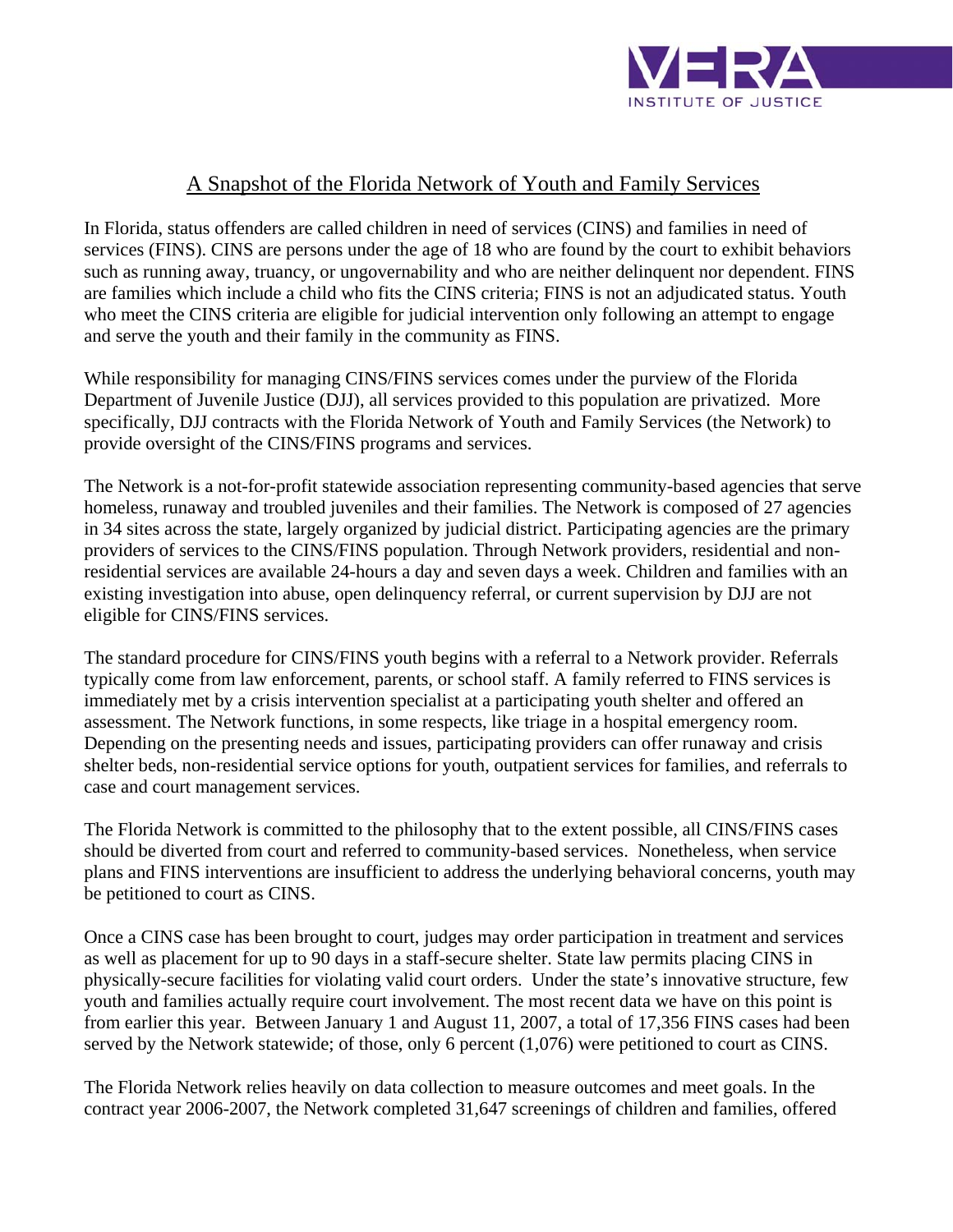## A Snapshot of the Florida Network of Youth and Family Services

In Florida, status offenders are called children in need of services (CINS) and families in need of services (FINS). CINS are persons under the age of 18 who are found by the court to exhibit behaviors such as running away, truancy, or ungovernability and who are neither delinquent nor dependent. FINS are families which include a child who fits the CINS criteria; FINS is not an adjudicated status. Youth who meet the CINS criteria are eligible for judicial intervention only following an attempt to engage and serve the youth and their family in the community as FINS.

While responsibility for managing CINS/FINS services comes under the purview of the Florida Department of Juvenile Justice (DJJ), all services provided to this population are privatized. More specifically, DJJ contracts with the Florida Network of Youth and Family Services (the Network) to provide oversight of the CINS/FINS programs and services.

The Network is a not-for-profit statewide association representing community-based agencies that serve homeless, runaway and troubled juveniles and their families. The Network is composed of 27 agencies in 34 sites across the state, largely organized by judicial district. Participating agencies are the primary providers of services to the CINS/FINS population. Through Network providers, residential and non-residential services are available 24-hours a day and seven days a week. Children and families with an existing investigation into abuse, open delinquency referral, or current supervision by DJJ are not eligible for CINS/FINS services.

The standard procedure for CINS/FINS youth begins with a referral to a Network provider. Referrals typically come from law enforcement, parents, or school staff. A family referred to FINS services is immediately met by a crisis intervention specialist at a participating youth shelter and offered an assessment. The Network functions, in some respects, like triage in a hospital emergency room. Depending on the presenting needs and issues, participating providers can offer runaway and crisis shelter beds, non-residential service options for youth, outpatient services for families, and referrals to case and court management services.

The Florida Network is committed to the philosophy that to the extent possible, all CINS/FINS cases should be diverted from court and referred to community-based services. Nonetheless, when service plans and FINS interventions are insufficient to address the underlying behavioral concerns, youth may be petitioned to court as CINS.

Once a CINS case has been brought to court, judges may order participation in treatment and services as well as placement for up to 90 days in a staff-secure shelter. State law permits placing CINS in physically-secure facilities for violating valid court orders. Under the state's innovative structure, few youth and families actually require court involvement. The most recent data we have on this point is from earlier this year. Between January 1 and August 11, 2007, a total of 17,356 FINS cases had been served by the Network statewide; of those, only 6 percent (1,076) were petitioned to court as CINS.

The Florida Network relies heavily on data collection to measure outcomes and meet goals. In the contract year 2006-2007, the Network completed 31,647 screenings of children and families, offered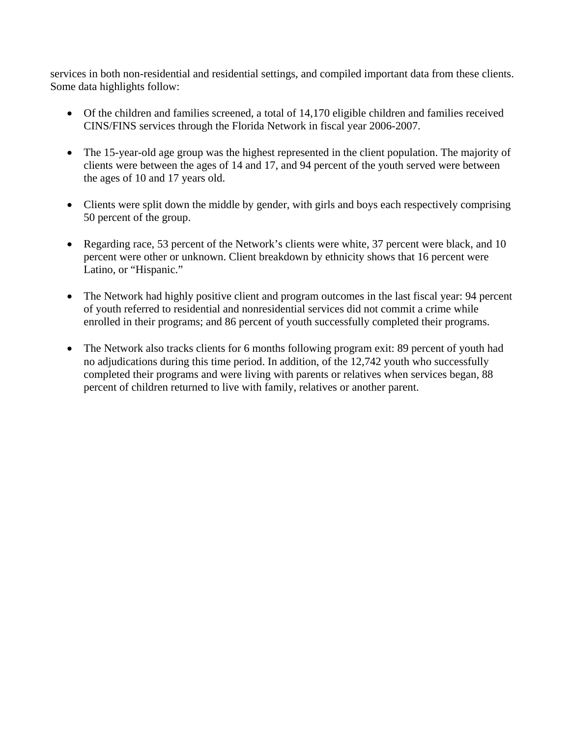services in both non-residential and residential settings, and compiled important data from these clients. Some data highlights follow:

- Of the children and families screened, a total of 14,170 eligible children and families received CINS/FINS services through the Florida Network in fiscal year 2006-2007.

- The 15-year-old age group was the highest represented in the client population. The majority of clients were between the ages of 14 and 17, and 94 percent of the youth served were between the ages of 10 and 17 years old.

- Clients were split down the middle by gender, with girls and boys each respectively comprising 50 percent of the group.

- Regarding race, 53 percent of the Network's clients were white, 37 percent were black, and 10 percent were other or unknown. Client breakdown by ethnicity shows that 16 percent were Latino, or "Hispanic."

- The Network had highly positive client and program outcomes in the last fiscal year: 94 percent of youth referred to residential and nonresidential services did not commit a crime while enrolled in their programs; and 86 percent of youth successfully completed their programs.

- The Network also tracks clients for 6 months following program exit: 89 percent of youth had no adjudications during this time period. In addition, of the 12,742 youth who successfully completed their programs and were living with parents or relatives when services began, 88 percent of children returned to live with family, relatives or another parent.